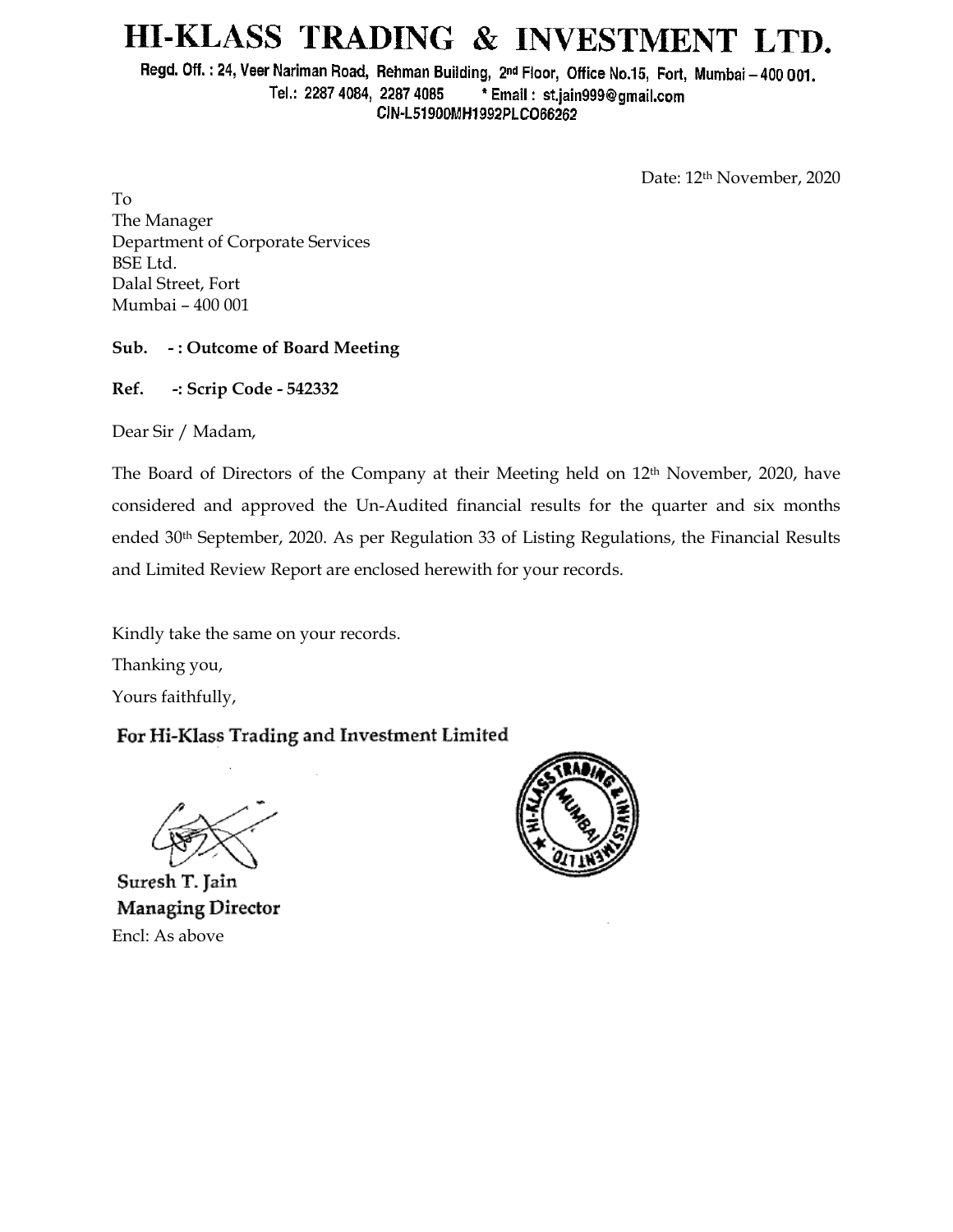# HI-KLASS TRADING & INVESTMENT LTD.

Regd. Off. : 24, Veer Nariman Road, Rehman Building, 2nd Floor, Office No.15, Fort, Mumbai – 400 001.
Tel.: 2287 4084, 2287 4085 * Email : st.jain999@gmail.com
CIN-L51900MH1992PLC066262

Date: 12th November, 2020

To
The Manager
Department of Corporate Services
BSE Ltd.
Dalal Street, Fort
Mumbai – 400 001

**Sub. - : Outcome of Board Meeting**

**Ref. -: Scrip Code - 542332**

Dear Sir / Madam,

The Board of Directors of the Company at their Meeting held on 12th November, 2020, have considered and approved the Un-Audited financial results for the quarter and six months ended 30th September, 2020. As per Regulation 33 of Listing Regulations, the Financial Results and Limited Review Report are enclosed herewith for your records.

Kindly take the same on your records.
Thanking you,
Yours faithfully,

**For Hi-Klass Trading and Investment Limited**

**Suresh T. Jain**
**Managing Director**
Encl: As above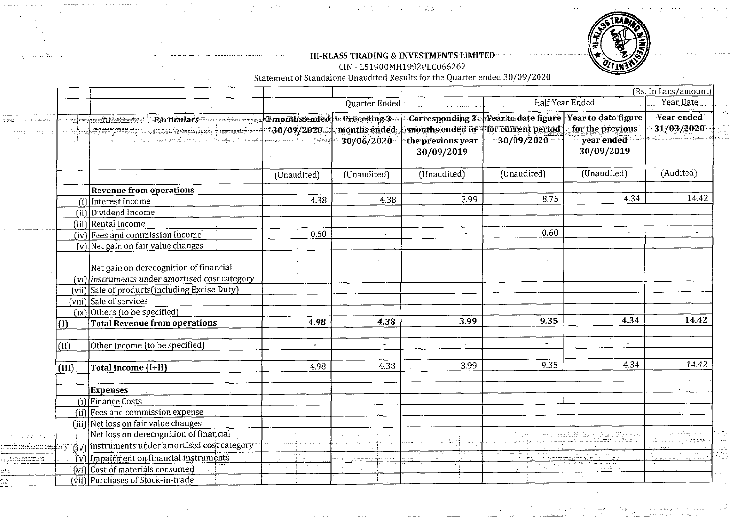**HI-KLASS TRADING & INVESTMENTS LIMITED**

CIN - L51900MH1992PLC066262

Statement of Standalone Unaudited Results for the Quarter ended 30/09/2020

(Rs. In Lacs/amount)

| | Particulars | Quarter Ended | | | Half Year Ended | | Year Date |
|---|---|---|---|---|---|---|---|
| | | 3 months ended 30/09/2020 | Preceding 3 months ended 30/06/2020 | Corresponding 3 months ended in the previous year 30/09/2019 | Year to date figure for current period 30/09/2020 | Year to date figure for the previous year ended 30/09/2019 | Year ended 31/03/2020 |
| | | (Unaudited) | (Unaudited) | (Unaudited) | (Unaudited) | (Unaudited) | (Audited) |
| | **Revenue from operations** | | | | | | |
| (i) | Interest Income | 4.38 | 4.38 | 3.99 | 8.75 | 4.34 | 14.42 |
| (ii) | Dividend Income | | | | | | |
| (iii) | Rental Income | | | | | | |
| (iv) | Fees and commission Income | 0.60 | - | - | 0.60 | - | - |
| (v) | Net gain on fair value changes | | | | | | |
| (vi) | Net gain on derecognition of financial instruments under amortised cost category | | | | | | |
| (vii) | Sale of products(including Excise Duty) | | | | | | |
| (viii) | Sale of services | | | | | | |
| (ix) | Others (to be specified) | | | | | | |
| (I) | **Total Revenue from operations** | **4.98** | **4.38** | **3.99** | **9.35** | **4.34** | **14.42** |
| (II) | Other Income (to be specified) | - | - | - | - | - | - |
| (III) | **Total Income (I+II)** | 4.98 | 4.38 | 3.99 | 9.35 | 4.34 | 14.42 |
| | **Expenses** | | | | | | |
| (i) | Finance Costs | | | | | | |
| (ii) | Fees and commission expense | | | | | | |
| (iii) | Net loss on fair value changes | | | | | | |
| (iv) | Net loss on derecognition of financial instruments under amortised cost category | | | | | | |
| (v) | Impairment on financial instruments | | | | | | |
| (vi) | Cost of materials consumed | | | | | | |
| (vii) | Purchases of Stock-in-trade | | | | | | |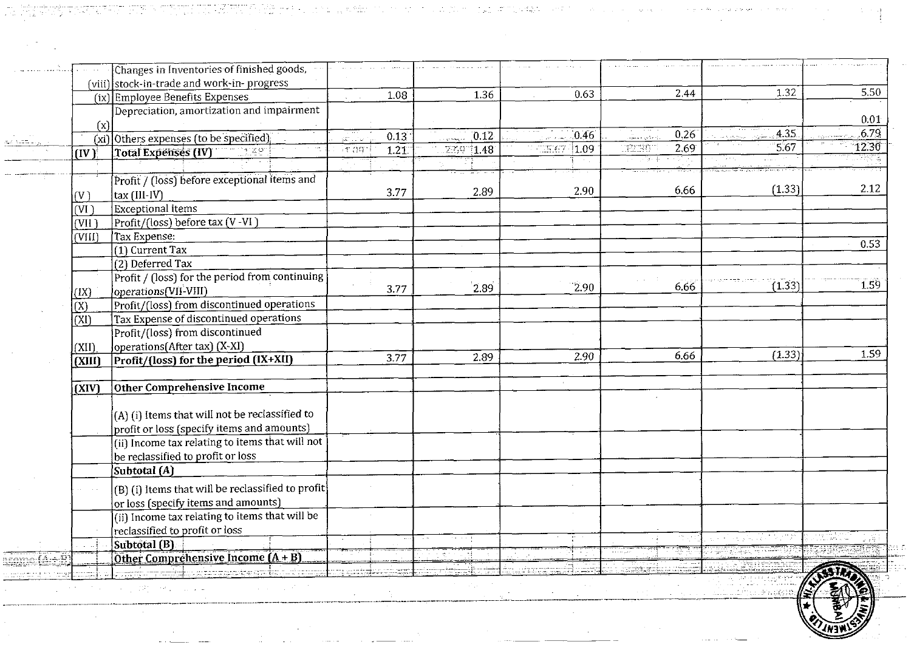| | | | | | | | |
|---|---|---|---|---|---|---|---|
| (viii) | Changes in Inventories of finished goods, stock-in-trade and work-in- progress | | | | | | |
| (ix) | Employee Benefits Expenses | 1.08 | 1.36 | 0.63 | 2.44 | 1.32 | 5.50 |
| (x) | Depreciation, amortization and impairment | | | | | | 0.01 |
| (xi) | Others expenses (to be specified) | 0.13 | 0.12 | 0.46 | 0.26 | 4.35 | 6.79 |
| (IV) | **Total Expenses (IV)** | 1.21 | 1.48 | 1.09 | 2.69 | 5.67 | 12.30 |
| | | | | | | | |
| (V) | Profit / (loss) before exceptional items and tax (III-IV) | 3.77 | 2.89 | 2.90 | 6.66 | (1.33) | 2.12 |
| (VI) | Exceptional items | | | | | | |
| (VII) | Profit/(loss) before tax (V -VI) | | | | | | |
| (VIII) | Tax Expense: | | | | | | |
| | (1) Current Tax | | | | | | 0.53 |
| | (2) Deferred Tax | | | | | | |
| (IX) | Profit / (loss) for the period from continuing operations(VII-VIII) | 3.77 | 2.89 | 2.90 | 6.66 | (1.33) | 1.59 |
| (X) | Profit/(loss) from discontinued operations | | | | | | |
| (XI) | Tax Expense of discontinued operations | | | | | | |
| (XII) | Profit/(loss) from discontinued operations(After tax) (X-XI) | | | | | | |
| **(XIII)** | **Profit/(loss) for the period (IX+XII)** | 3.77 | 2.89 | 2.90 | 6.66 | (1.33) | 1.59 |
| | | | | | | | |
| **(XIV)** | **Other Comprehensive Income** | | | | | | |
| | (A) (i) Items that will not be reclassified to profit or loss (specify items and amounts) | | | | | | |
| | (ii) Income tax relating to items that will not be reclassified to profit or loss | | | | | | |
| | **Subtotal (A)** | | | | | | |
| | (B) (i) Items that will be reclassified to profit or loss (specify items and amounts) | | | | | | |
| | (ii) Income tax relating to items that will be reclassified to profit or loss | | | | | | |
| | **Subtotal (B)** | | | | | | |
| | **Other Comprehensive Income (A + B)** | | | | | | |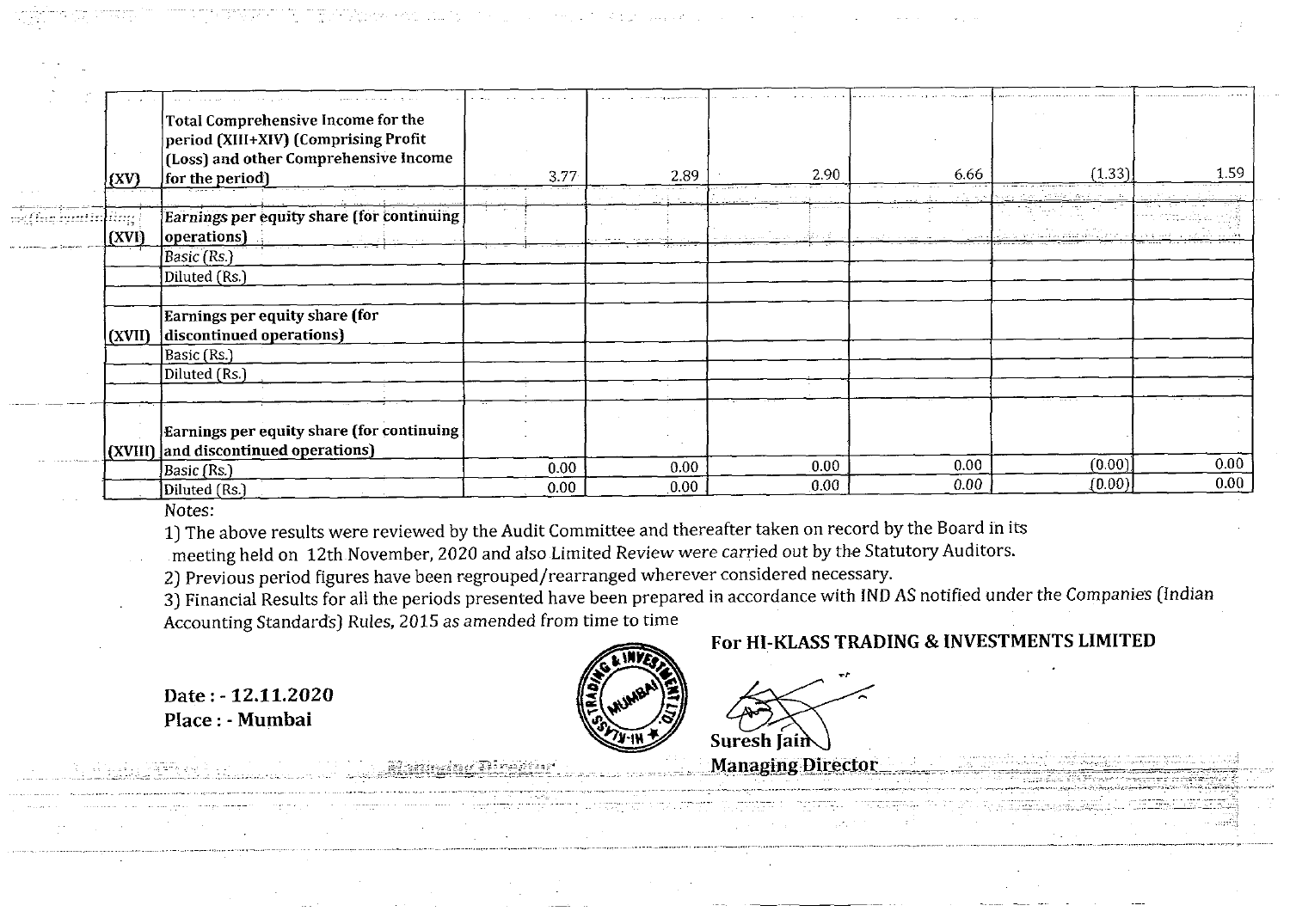| | | | | | | | |
|---|---|---|---|---|---|---|---|
| (XV) | Total Comprehensive Income for the period (XIII+XIV) (Comprising Profit (Loss) and other Comprehensive Income for the period) | 3.77 | 2.89 | 2.90 | 6.66 | (1.33) | 1.59 |
| | | | | | | | |
| (XVI) | Earnings per equity share (for continuing operations) | | | | | | |
| | Basic (Rs.) | | | | | | |
| | Diluted (Rs.) | | | | | | |
| | | | | | | | |
| (XVII) | Earnings per equity share (for discontinued operations) | | | | | | |
| | Basic (Rs.) | | | | | | |
| | Diluted (Rs.) | | | | | | |
| | | | | | | | |
| (XVIII) | Earnings per equity share (for continuing and discontinued operations) | | | | | | |
| | Basic (Rs.) | 0.00 | 0.00 | 0.00 | 0.00 | (0.00) | 0.00 |
| | Diluted (Rs.) | 0.00 | 0.00 | 0.00 | 0.00 | (0.00) | 0.00 |

Notes:

1) The above results were reviewed by the Audit Committee and thereafter taken on record by the Board in its meeting held on 12th November, 2020 and also Limited Review were carried out by the Statutory Auditors.

2) Previous period figures have been regrouped/rearranged wherever considered necessary.

3) Financial Results for all the periods presented have been prepared in accordance with IND AS notified under the Companies (Indian Accounting Standards) Rules, 2015 as amended from time to time

**For HI-KLASS TRADING & INVESTMENTS LIMITED**

**Date : - 12.11.2020**
**Place : - Mumbai**

**Suresh Jain**
**Managing Director**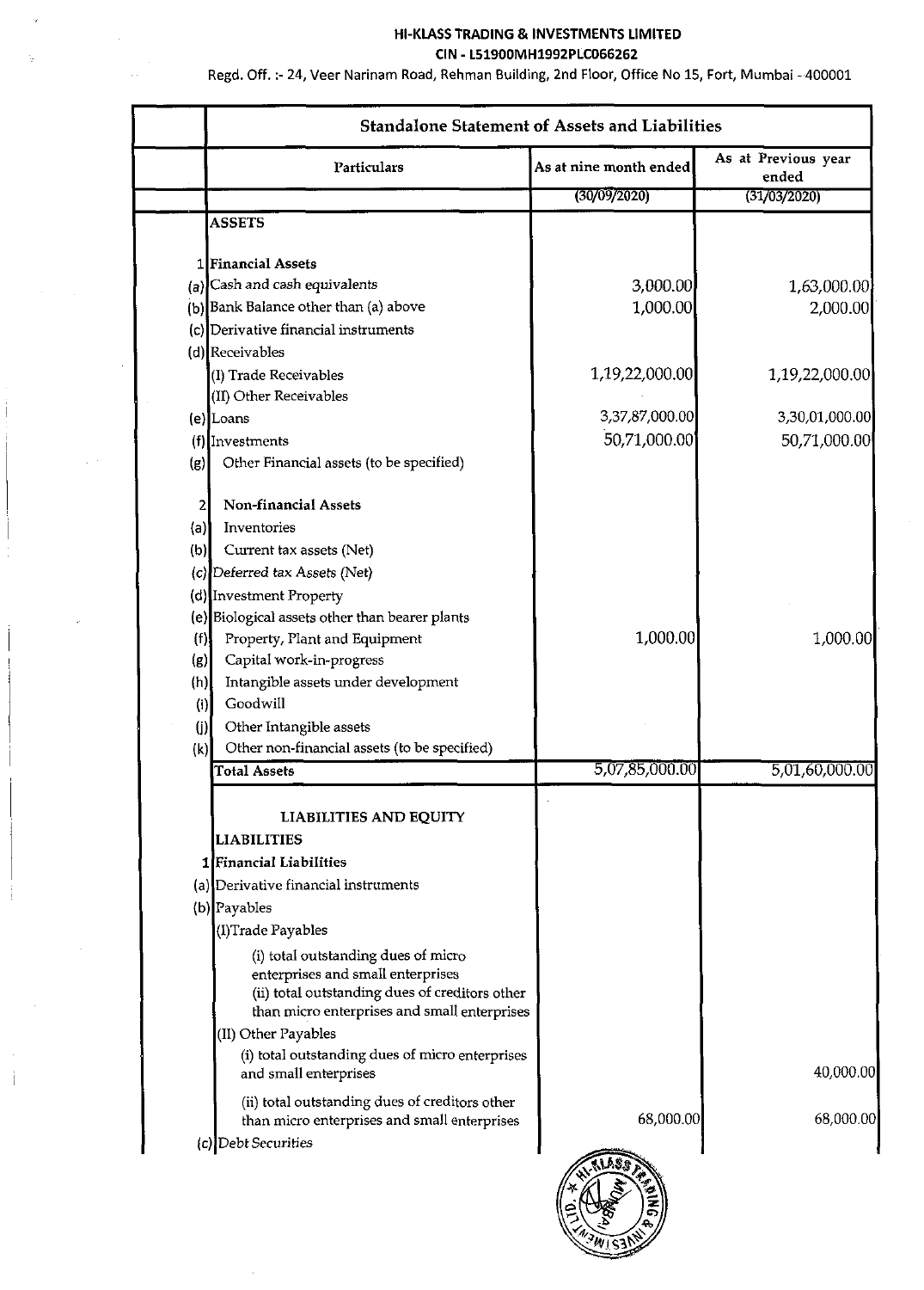**HI-KLASS TRADING & INVESTMENTS LIMITED**

**CIN - L51900MH1992PLC066262**

Regd. Off. :- 24, Veer Narinam Road, Rehman Building, 2nd Floor, Office No 15, Fort, Mumbai - 400001

| | Standalone Statement of Assets and Liabilities | | |
|---|---|---|---|
| | Particulars | As at nine month ended | As at Previous year ended |
| | | (30/09/2020) | (31/03/2020) |
| | **ASSETS** | | |
| 1 | **Financial Assets** | | |
| (a) | Cash and cash equivalents | 3,000.00 | 1,63,000.00 |
| (b) | Bank Balance other than (a) above | 1,000.00 | 2,000.00 |
| (c) | Derivative financial instruments | | |
| (d) | Receivables | | |
| | (I) Trade Receivables | 1,19,22,000.00 | 1,19,22,000.00 |
| | (II) Other Receivables | | |
| (e) | Loans | 3,37,87,000.00 | 3,30,01,000.00 |
| (f) | Investments | 50,71,000.00 | 50,71,000.00 |
| (g) | Other Financial assets (to be specified) | | |
| 2 | **Non-financial Assets** | | |
| (a) | Inventories | | |
| (b) | Current tax assets (Net) | | |
| (c) | Deferred tax Assets (Net) | | |
| (d) | Investment Property | | |
| (e) | Biological assets other than bearer plants | | |
| (f) | Property, Plant and Equipment | 1,000.00 | 1,000.00 |
| (g) | Capital work-in-progress | | |
| (h) | Intangible assets under development | | |
| (i) | Goodwill | | |
| (j) | Other Intangible assets | | |
| (k) | Other non-financial assets (to be specified) | | |
| | **Total Assets** | 5,07,85,000.00 | 5,01,60,000.00 |
| | **LIABILITIES AND EQUITY** | | |
| | **LIABILITIES** | | |
| 1 | **Financial Liabilities** | | |
| (a) | Derivative financial instruments | | |
| (b) | Payables | | |
| | (I)Trade Payables | | |
| | (i) total outstanding dues of micro enterprises and small enterprises | | |
| | (ii) total outstanding dues of creditors other than micro enterprises and small enterprises | | |
| | (II) Other Payables | | |
| | (i) total outstanding dues of micro enterprises and small enterprises | | 40,000.00 |
| | (ii) total outstanding dues of creditors other than micro enterprises and small enterprises | 68,000.00 | 68,000.00 |
| (c) | Debt Securities | | |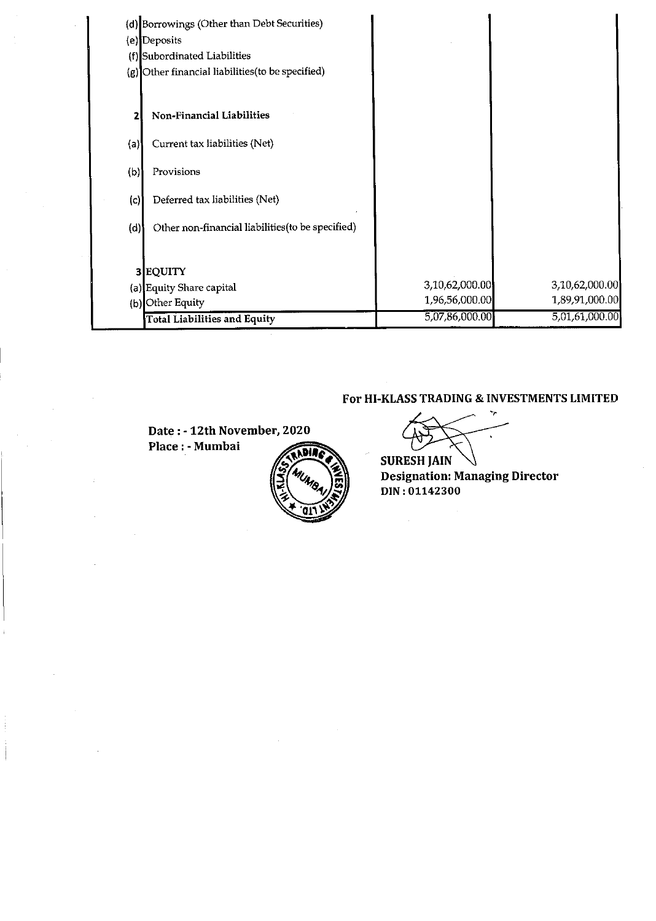| | | | |
|---|---|---|---|
| (d) | Borrowings (Other than Debt Securities) | | |
| (e) | Deposits | | |
| (f) | Subordinated Liabilities | | |
| (g) | Other financial liabilities(to be specified) | | |
| | | | |
| 2 | **Non-Financial Liabilities** | | |
| (a) | Current tax liabilities (Net) | | |
| (b) | Provisions | | |
| (c) | Deferred tax liabilities (Net) | | |
| (d) | Other non-financial liabilities(to be specified) | | |
| | | | |
| 3 | EQUITY | | |
| (a) | Equity Share capital | 3,10,62,000.00 | 3,10,62,000.00 |
| (b) | Other Equity | 1,96,56,000.00 | 1,89,91,000.00 |
| | **Total Liabilities and Equity** | 5,07,86,000.00 | 5,01,61,000.00 |

**For HI-KLASS TRADING & INVESTMENTS LIMITED**

**Date : - 12th November, 2020**
**Place : - Mumbai**

**SURESH JAIN**
**Designation: Managing Director**
**DIN : 01142300**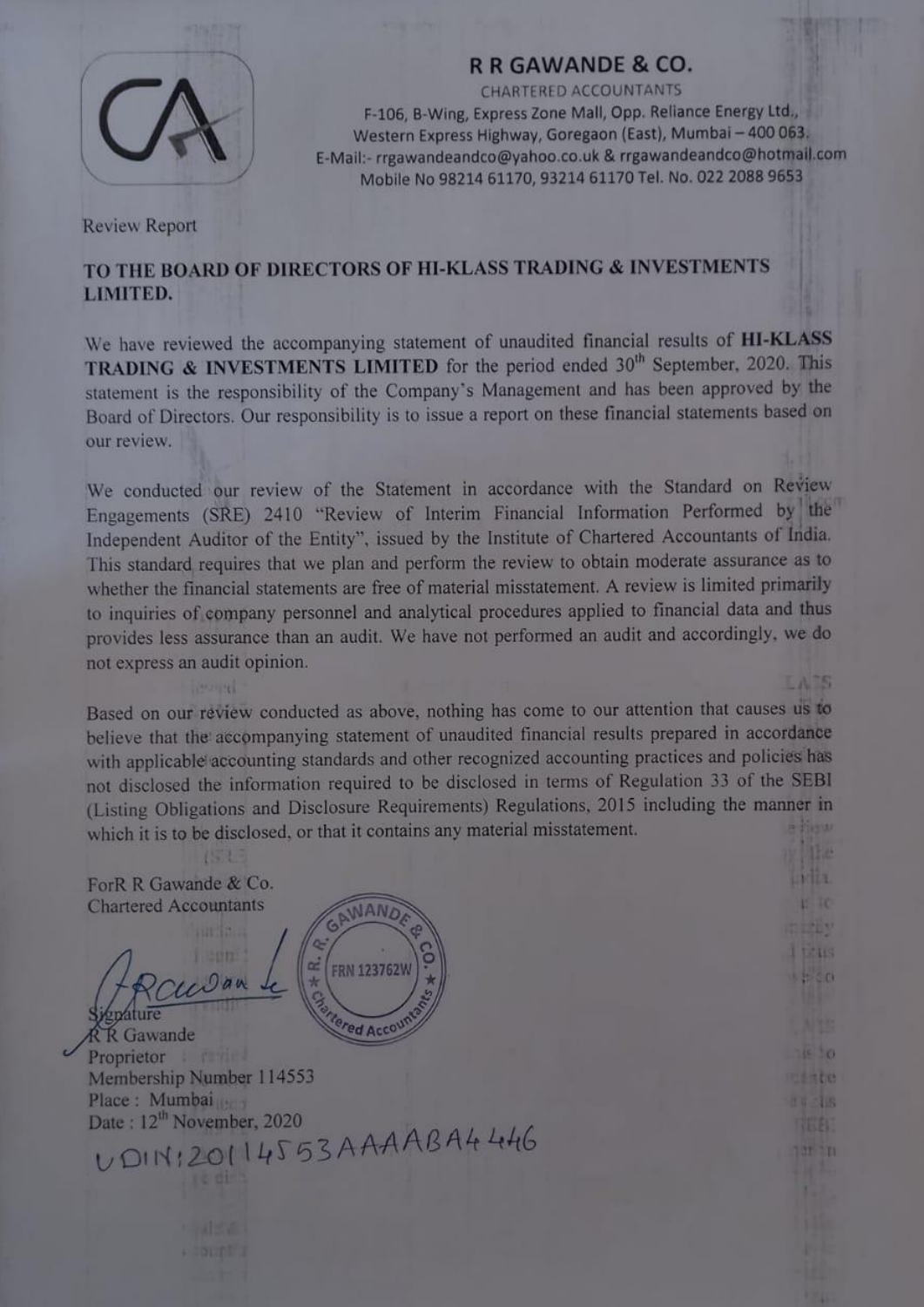# R R GAWANDE & CO.

CHARTERED ACCOUNTANTS

F-106, B-Wing, Express Zone Mall, Opp. Reliance Energy Ltd.,
Western Express Highway, Goregaon (East), Mumbai – 400 063.
E-Mail:- rrgawandeandco@yahoo.co.uk & rrgawandeandco@hotmail.com
Mobile No 98214 61170, 93214 61170 Tel. No. 022 2088 9653

Review Report

**TO THE BOARD OF DIRECTORS OF HI-KLASS TRADING & INVESTMENTS LIMITED.**

We have reviewed the accompanying statement of unaudited financial results of **HI-KLASS TRADING & INVESTMENTS LIMITED** for the period ended 30th September, 2020. This statement is the responsibility of the Company's Management and has been approved by the Board of Directors. Our responsibility is to issue a report on these financial statements based on our review.

We conducted our review of the Statement in accordance with the Standard on Review Engagements (SRE) 2410 "Review of Interim Financial Information Performed by the Independent Auditor of the Entity", issued by the Institute of Chartered Accountants of India. This standard requires that we plan and perform the review to obtain moderate assurance as to whether the financial statements are free of material misstatement. A review is limited primarily to inquiries of company personnel and analytical procedures applied to financial data and thus provides less assurance than an audit. We have not performed an audit and accordingly, we do not express an audit opinion.

Based on our review conducted as above, nothing has come to our attention that causes us to believe that the accompanying statement of unaudited financial results prepared in accordance with applicable accounting standards and other recognized accounting practices and policies has not disclosed the information required to be disclosed in terms of Regulation 33 of the SEBI (Listing Obligations and Disclosure Requirements) Regulations, 2015 including the manner in which it is to be disclosed, or that it contains any material misstatement.

ForR R Gawande & Co.
Chartered Accountants

R. R. GAWANDE & CO. Chartered Accountants FRN 123762W

Signature
R R Gawande
Proprietor
Membership Number 114553
Place : Mumbai
Date : 12th November, 2020
UDIN:20114553AAAABA4446